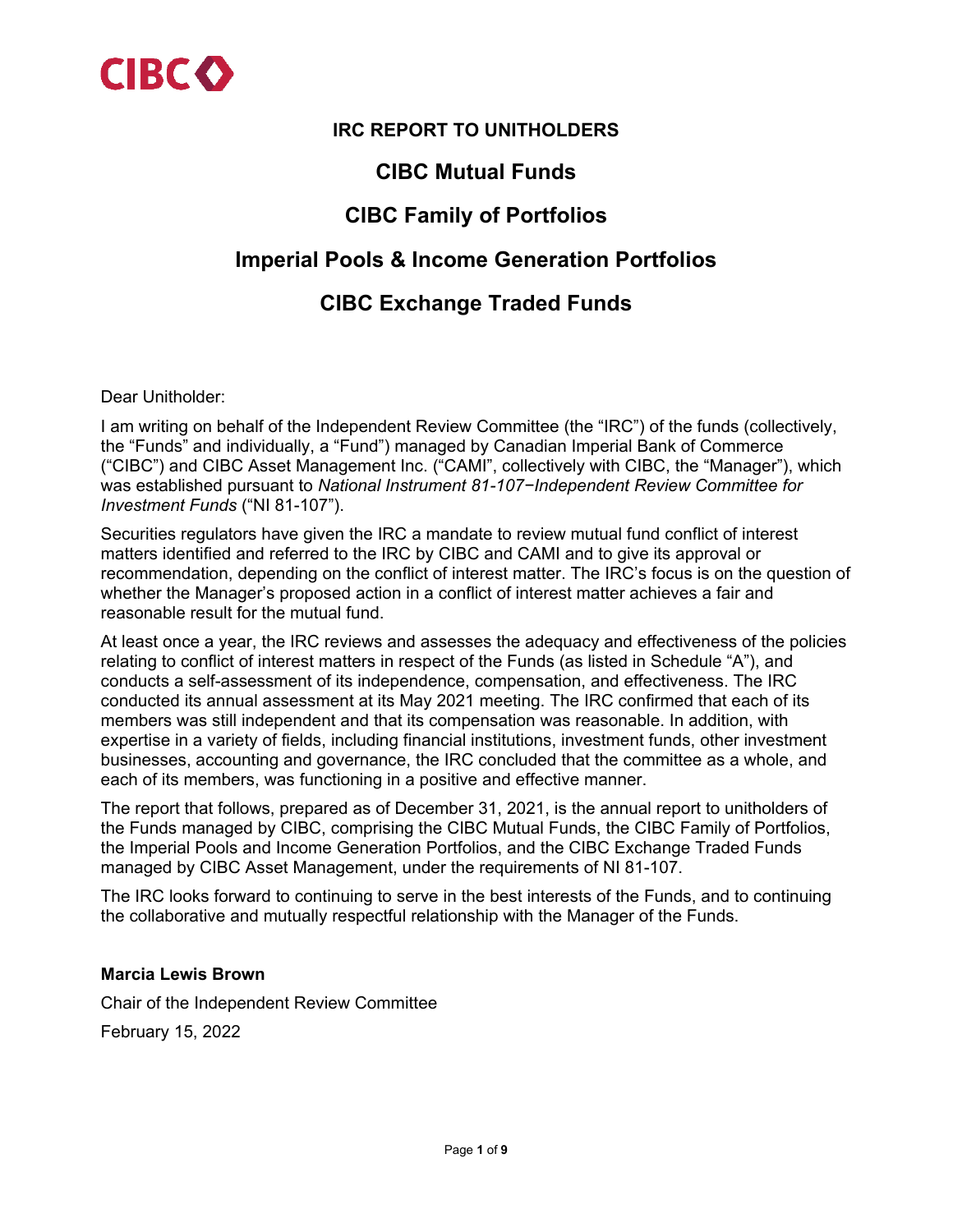# IRC REPORT TO UNITHOLDERS

## CIBC Mutual Funds

## CIBC Family of Portfolios

## Imperial Pools & Income Generation Portfolios

## CIBC Exchange Traded Funds

Dear Unitholder:

I am writing on behalf of the Independent Review Committee (the "IRC") of the funds (collectively, the "Funds" and individually, a "Fund") managed by Canadian Imperial Bank of Commerce ("CIBC") and CIBC Asset Management Inc. ("CAMI", collectively with CIBC, the "Manager"), which was established pursuant to *National Instrument 81-107−Independent Review Committee for Investment Funds* ("NI 81-107").

Securities regulators have given the IRC a mandate to review mutual fund conflict of interest matters identified and referred to the IRC by CIBC and CAMI and to give its approval or recommendation, depending on the conflict of interest matter. The IRC's focus is on the question of whether the Manager's proposed action in a conflict of interest matter achieves a fair and reasonable result for the mutual fund.

At least once a year, the IRC reviews and assesses the adequacy and effectiveness of the policies relating to conflict of interest matters in respect of the Funds (as listed in Schedule "A"), and conducts a self-assessment of its independence, compensation, and effectiveness. The IRC conducted its annual assessment at its May 2021 meeting. The IRC confirmed that each of its members was still independent and that its compensation was reasonable. In addition, with expertise in a variety of fields, including financial institutions, investment funds, other investment businesses, accounting and governance, the IRC concluded that the committee as a whole, and each of its members, was functioning in a positive and effective manner.

The report that follows, prepared as of December 31, 2021, is the annual report to unitholders of the Funds managed by CIBC, comprising the CIBC Mutual Funds, the CIBC Family of Portfolios, the Imperial Pools and Income Generation Portfolios, and the CIBC Exchange Traded Funds managed by CIBC Asset Management, under the requirements of NI 81-107.

The IRC looks forward to continuing to serve in the best interests of the Funds, and to continuing the collaborative and mutually respectful relationship with the Manager of the Funds.

**Marcia Lewis Brown**

Chair of the Independent Review Committee

February 15, 2022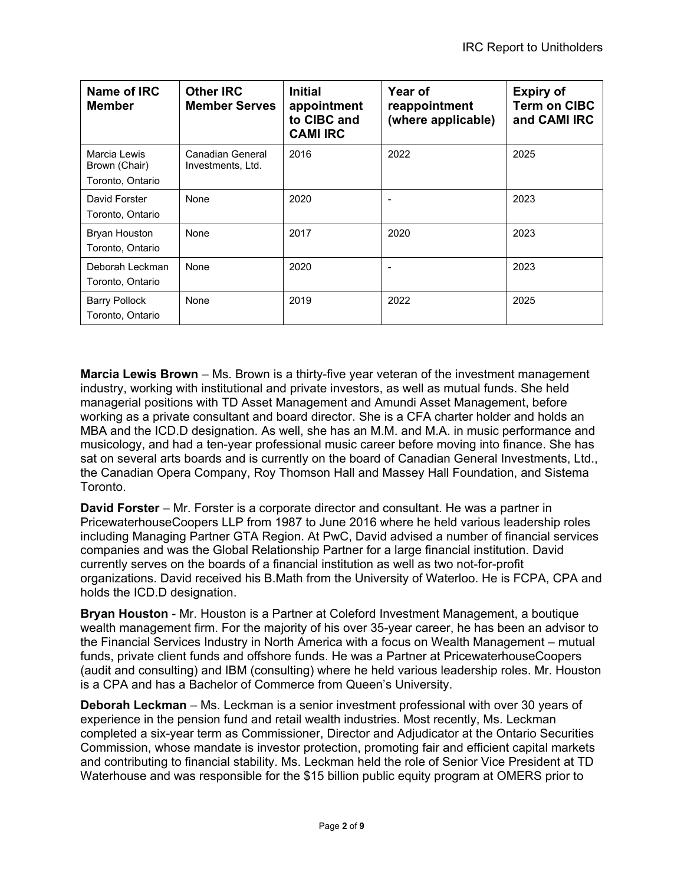| Name of IRC Member | Other IRC Member Serves | Initial appointment to CIBC and CAMI IRC | Year of reappointment (where applicable) | Expiry of Term on CIBC and CAMI IRC |
|---|---|---|---|---|
| Marcia Lewis Brown (Chair)<br>Toronto, Ontario | Canadian General Investments, Ltd. | 2016 | 2022 | 2025 |
| David Forster<br>Toronto, Ontario | None | 2020 | - | 2023 |
| Bryan Houston<br>Toronto, Ontario | None | 2017 | 2020 | 2023 |
| Deborah Leckman<br>Toronto, Ontario | None | 2020 | - | 2023 |
| Barry Pollock<br>Toronto, Ontario | None | 2019 | 2022 | 2025 |

**Marcia Lewis Brown** – Ms. Brown is a thirty-five year veteran of the investment management industry, working with institutional and private investors, as well as mutual funds. She held managerial positions with TD Asset Management and Amundi Asset Management, before working as a private consultant and board director. She is a CFA charter holder and holds an MBA and the ICD.D designation. As well, she has an M.M. and M.A. in music performance and musicology, and had a ten-year professional music career before moving into finance. She has sat on several arts boards and is currently on the board of Canadian General Investments, Ltd., the Canadian Opera Company, Roy Thomson Hall and Massey Hall Foundation, and Sistema Toronto.

**David Forster** – Mr. Forster is a corporate director and consultant. He was a partner in PricewaterhouseCoopers LLP from 1987 to June 2016 where he held various leadership roles including Managing Partner GTA Region. At PwC, David advised a number of financial services companies and was the Global Relationship Partner for a large financial institution. David currently serves on the boards of a financial institution as well as two not-for-profit organizations. David received his B.Math from the University of Waterloo. He is FCPA, CPA and holds the ICD.D designation.

**Bryan Houston** - Mr. Houston is a Partner at Coleford Investment Management, a boutique wealth management firm. For the majority of his over 35-year career, he has been an advisor to the Financial Services Industry in North America with a focus on Wealth Management – mutual funds, private client funds and offshore funds. He was a Partner at PricewaterhouseCoopers (audit and consulting) and IBM (consulting) where he held various leadership roles. Mr. Houston is a CPA and has a Bachelor of Commerce from Queen's University.

**Deborah Leckman** – Ms. Leckman is a senior investment professional with over 30 years of experience in the pension fund and retail wealth industries. Most recently, Ms. Leckman completed a six-year term as Commissioner, Director and Adjudicator at the Ontario Securities Commission, whose mandate is investor protection, promoting fair and efficient capital markets and contributing to financial stability. Ms. Leckman held the role of Senior Vice President at TD Waterhouse and was responsible for the $15 billion public equity program at OMERS prior to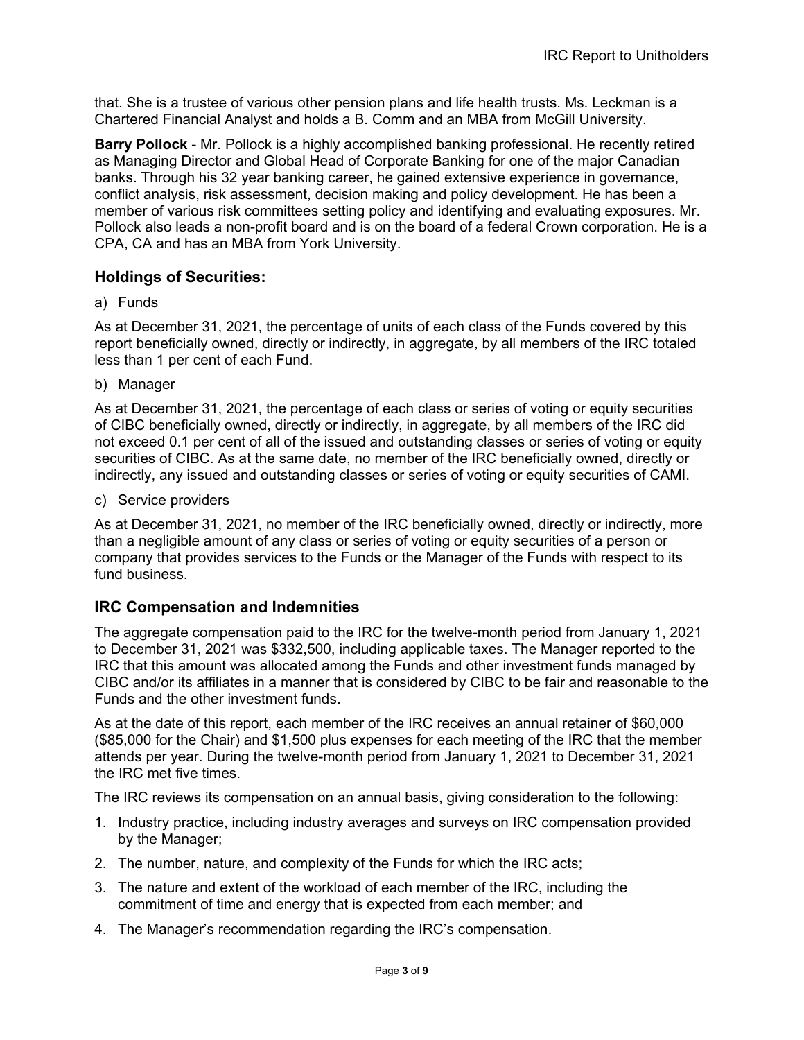that. She is a trustee of various other pension plans and life health trusts. Ms. Leckman is a Chartered Financial Analyst and holds a B. Comm and an MBA from McGill University.

**Barry Pollock** - Mr. Pollock is a highly accomplished banking professional. He recently retired as Managing Director and Global Head of Corporate Banking for one of the major Canadian banks. Through his 32 year banking career, he gained extensive experience in governance, conflict analysis, risk assessment, decision making and policy development. He has been a member of various risk committees setting policy and identifying and evaluating exposures. Mr. Pollock also leads a non-profit board and is on the board of a federal Crown corporation. He is a CPA, CA and has an MBA from York University.

## Holdings of Securities:

a) Funds

As at December 31, 2021, the percentage of units of each class of the Funds covered by this report beneficially owned, directly or indirectly, in aggregate, by all members of the IRC totaled less than 1 per cent of each Fund.

b) Manager

As at December 31, 2021, the percentage of each class or series of voting or equity securities of CIBC beneficially owned, directly or indirectly, in aggregate, by all members of the IRC did not exceed 0.1 per cent of all of the issued and outstanding classes or series of voting or equity securities of CIBC. As at the same date, no member of the IRC beneficially owned, directly or indirectly, any issued and outstanding classes or series of voting or equity securities of CAMI.

c) Service providers

As at December 31, 2021, no member of the IRC beneficially owned, directly or indirectly, more than a negligible amount of any class or series of voting or equity securities of a person or company that provides services to the Funds or the Manager of the Funds with respect to its fund business.

## IRC Compensation and Indemnities

The aggregate compensation paid to the IRC for the twelve-month period from January 1, 2021 to December 31, 2021 was $332,500, including applicable taxes. The Manager reported to the IRC that this amount was allocated among the Funds and other investment funds managed by CIBC and/or its affiliates in a manner that is considered by CIBC to be fair and reasonable to the Funds and the other investment funds.

As at the date of this report, each member of the IRC receives an annual retainer of $60,000 ($85,000 for the Chair) and $1,500 plus expenses for each meeting of the IRC that the member attends per year. During the twelve-month period from January 1, 2021 to December 31, 2021 the IRC met five times.

The IRC reviews its compensation on an annual basis, giving consideration to the following:

1. Industry practice, including industry averages and surveys on IRC compensation provided by the Manager;
2. The number, nature, and complexity of the Funds for which the IRC acts;
3. The nature and extent of the workload of each member of the IRC, including the commitment of time and energy that is expected from each member; and
4. The Manager's recommendation regarding the IRC's compensation.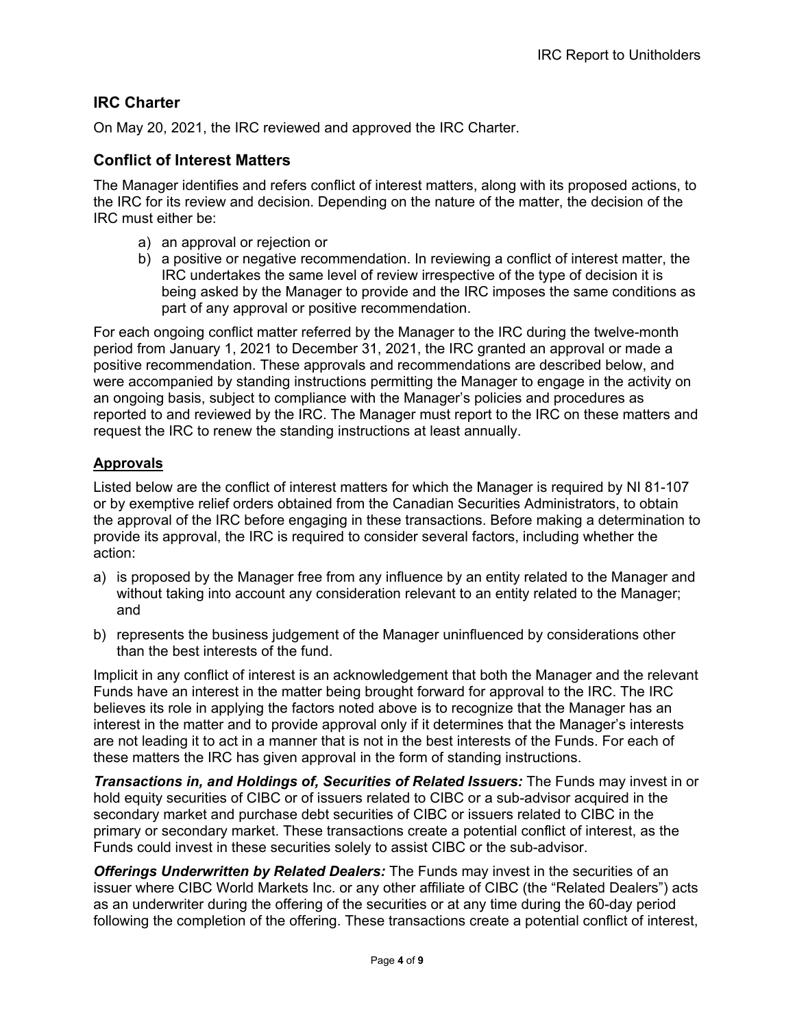## IRC Charter

On May 20, 2021, the IRC reviewed and approved the IRC Charter.

## Conflict of Interest Matters

The Manager identifies and refers conflict of interest matters, along with its proposed actions, to the IRC for its review and decision. Depending on the nature of the matter, the decision of the IRC must either be:

a) an approval or rejection or
b) a positive or negative recommendation. In reviewing a conflict of interest matter, the IRC undertakes the same level of review irrespective of the type of decision it is being asked by the Manager to provide and the IRC imposes the same conditions as part of any approval or positive recommendation.

For each ongoing conflict matter referred by the Manager to the IRC during the twelve-month period from January 1, 2021 to December 31, 2021, the IRC granted an approval or made a positive recommendation. These approvals and recommendations are described below, and were accompanied by standing instructions permitting the Manager to engage in the activity on an ongoing basis, subject to compliance with the Manager's policies and procedures as reported to and reviewed by the IRC. The Manager must report to the IRC on these matters and request the IRC to renew the standing instructions at least annually.

### Approvals

Listed below are the conflict of interest matters for which the Manager is required by NI 81-107 or by exemptive relief orders obtained from the Canadian Securities Administrators, to obtain the approval of the IRC before engaging in these transactions. Before making a determination to provide its approval, the IRC is required to consider several factors, including whether the action:

a) is proposed by the Manager free from any influence by an entity related to the Manager and without taking into account any consideration relevant to an entity related to the Manager; and

b) represents the business judgement of the Manager uninfluenced by considerations other than the best interests of the fund.

Implicit in any conflict of interest is an acknowledgement that both the Manager and the relevant Funds have an interest in the matter being brought forward for approval to the IRC. The IRC believes its role in applying the factors noted above is to recognize that the Manager has an interest in the matter and to provide approval only if it determines that the Manager's interests are not leading it to act in a manner that is not in the best interests of the Funds. For each of these matters the IRC has given approval in the form of standing instructions.

***Transactions in, and Holdings of, Securities of Related Issuers:*** The Funds may invest in or hold equity securities of CIBC or of issuers related to CIBC or a sub-advisor acquired in the secondary market and purchase debt securities of CIBC or issuers related to CIBC in the primary or secondary market. These transactions create a potential conflict of interest, as the Funds could invest in these securities solely to assist CIBC or the sub-advisor.

***Offerings Underwritten by Related Dealers:*** The Funds may invest in the securities of an issuer where CIBC World Markets Inc. or any other affiliate of CIBC (the "Related Dealers") acts as an underwriter during the offering of the securities or at any time during the 60-day period following the completion of the offering. These transactions create a potential conflict of interest,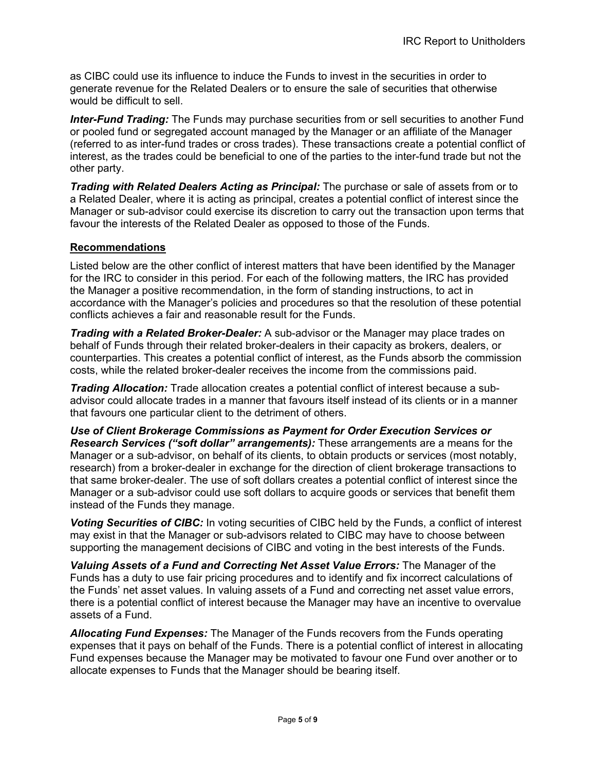as CIBC could use its influence to induce the Funds to invest in the securities in order to generate revenue for the Related Dealers or to ensure the sale of securities that otherwise would be difficult to sell.

***Inter-Fund Trading:*** The Funds may purchase securities from or sell securities to another Fund or pooled fund or segregated account managed by the Manager or an affiliate of the Manager (referred to as inter-fund trades or cross trades). These transactions create a potential conflict of interest, as the trades could be beneficial to one of the parties to the inter-fund trade but not the other party.

***Trading with Related Dealers Acting as Principal:*** The purchase or sale of assets from or to a Related Dealer, where it is acting as principal, creates a potential conflict of interest since the Manager or sub-advisor could exercise its discretion to carry out the transaction upon terms that favour the interests of the Related Dealer as opposed to those of the Funds.

## Recommendations

Listed below are the other conflict of interest matters that have been identified by the Manager for the IRC to consider in this period. For each of the following matters, the IRC has provided the Manager a positive recommendation, in the form of standing instructions, to act in accordance with the Manager's policies and procedures so that the resolution of these potential conflicts achieves a fair and reasonable result for the Funds.

***Trading with a Related Broker-Dealer:*** A sub-advisor or the Manager may place trades on behalf of Funds through their related broker-dealers in their capacity as brokers, dealers, or counterparties. This creates a potential conflict of interest, as the Funds absorb the commission costs, while the related broker-dealer receives the income from the commissions paid.

***Trading Allocation:*** Trade allocation creates a potential conflict of interest because a sub-advisor could allocate trades in a manner that favours itself instead of its clients or in a manner that favours one particular client to the detriment of others.

***Use of Client Brokerage Commissions as Payment for Order Execution Services or Research Services ("soft dollar" arrangements):*** These arrangements are a means for the Manager or a sub-advisor, on behalf of its clients, to obtain products or services (most notably, research) from a broker-dealer in exchange for the direction of client brokerage transactions to that same broker-dealer. The use of soft dollars creates a potential conflict of interest since the Manager or a sub-advisor could use soft dollars to acquire goods or services that benefit them instead of the Funds they manage.

***Voting Securities of CIBC:*** In voting securities of CIBC held by the Funds, a conflict of interest may exist in that the Manager or sub-advisors related to CIBC may have to choose between supporting the management decisions of CIBC and voting in the best interests of the Funds.

***Valuing Assets of a Fund and Correcting Net Asset Value Errors:*** The Manager of the Funds has a duty to use fair pricing procedures and to identify and fix incorrect calculations of the Funds' net asset values. In valuing assets of a Fund and correcting net asset value errors, there is a potential conflict of interest because the Manager may have an incentive to overvalue assets of a Fund.

***Allocating Fund Expenses:*** The Manager of the Funds recovers from the Funds operating expenses that it pays on behalf of the Funds. There is a potential conflict of interest in allocating Fund expenses because the Manager may be motivated to favour one Fund over another or to allocate expenses to Funds that the Manager should be bearing itself.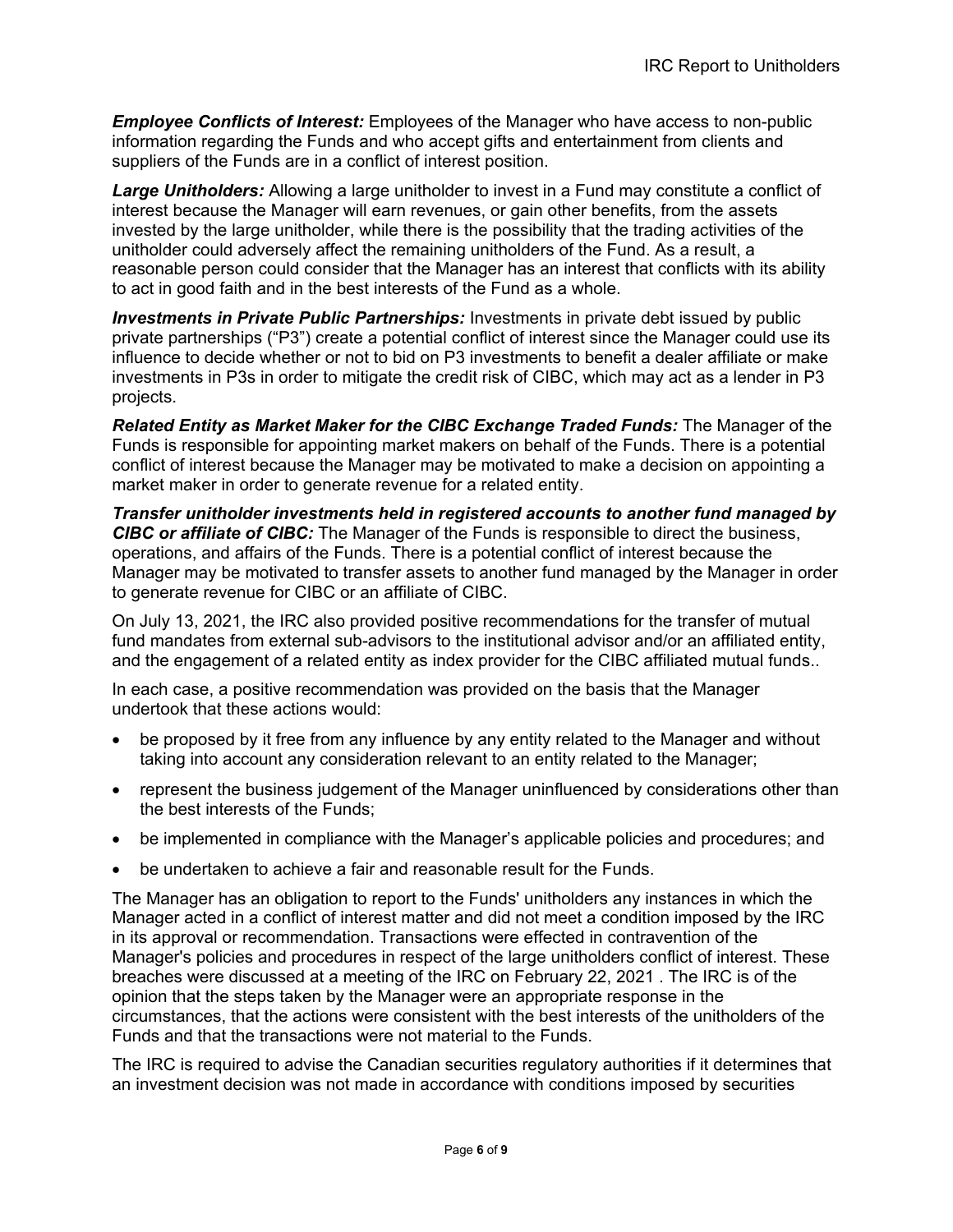***Employee Conflicts of Interest:*** Employees of the Manager who have access to non-public information regarding the Funds and who accept gifts and entertainment from clients and suppliers of the Funds are in a conflict of interest position.

***Large Unitholders:*** Allowing a large unitholder to invest in a Fund may constitute a conflict of interest because the Manager will earn revenues, or gain other benefits, from the assets invested by the large unitholder, while there is the possibility that the trading activities of the unitholder could adversely affect the remaining unitholders of the Fund. As a result, a reasonable person could consider that the Manager has an interest that conflicts with its ability to act in good faith and in the best interests of the Fund as a whole.

***Investments in Private Public Partnerships:*** Investments in private debt issued by public private partnerships ("P3") create a potential conflict of interest since the Manager could use its influence to decide whether or not to bid on P3 investments to benefit a dealer affiliate or make investments in P3s in order to mitigate the credit risk of CIBC, which may act as a lender in P3 projects.

***Related Entity as Market Maker for the CIBC Exchange Traded Funds:*** The Manager of the Funds is responsible for appointing market makers on behalf of the Funds. There is a potential conflict of interest because the Manager may be motivated to make a decision on appointing a market maker in order to generate revenue for a related entity.

***Transfer unitholder investments held in registered accounts to another fund managed by CIBC or affiliate of CIBC:*** The Manager of the Funds is responsible to direct the business, operations, and affairs of the Funds. There is a potential conflict of interest because the Manager may be motivated to transfer assets to another fund managed by the Manager in order to generate revenue for CIBC or an affiliate of CIBC.

On July 13, 2021, the IRC also provided positive recommendations for the transfer of mutual fund mandates from external sub-advisors to the institutional advisor and/or an affiliated entity, and the engagement of a related entity as index provider for the CIBC affiliated mutual funds..

In each case, a positive recommendation was provided on the basis that the Manager undertook that these actions would:

- be proposed by it free from any influence by any entity related to the Manager and without taking into account any consideration relevant to an entity related to the Manager;
- represent the business judgement of the Manager uninfluenced by considerations other than the best interests of the Funds;
- be implemented in compliance with the Manager's applicable policies and procedures; and
- be undertaken to achieve a fair and reasonable result for the Funds.

The Manager has an obligation to report to the Funds' unitholders any instances in which the Manager acted in a conflict of interest matter and did not meet a condition imposed by the IRC in its approval or recommendation. Transactions were effected in contravention of the Manager's policies and procedures in respect of the large unitholders conflict of interest. These breaches were discussed at a meeting of the IRC on February 22, 2021 . The IRC is of the opinion that the steps taken by the Manager were an appropriate response in the circumstances, that the actions were consistent with the best interests of the unitholders of the Funds and that the transactions were not material to the Funds.

The IRC is required to advise the Canadian securities regulatory authorities if it determines that an investment decision was not made in accordance with conditions imposed by securities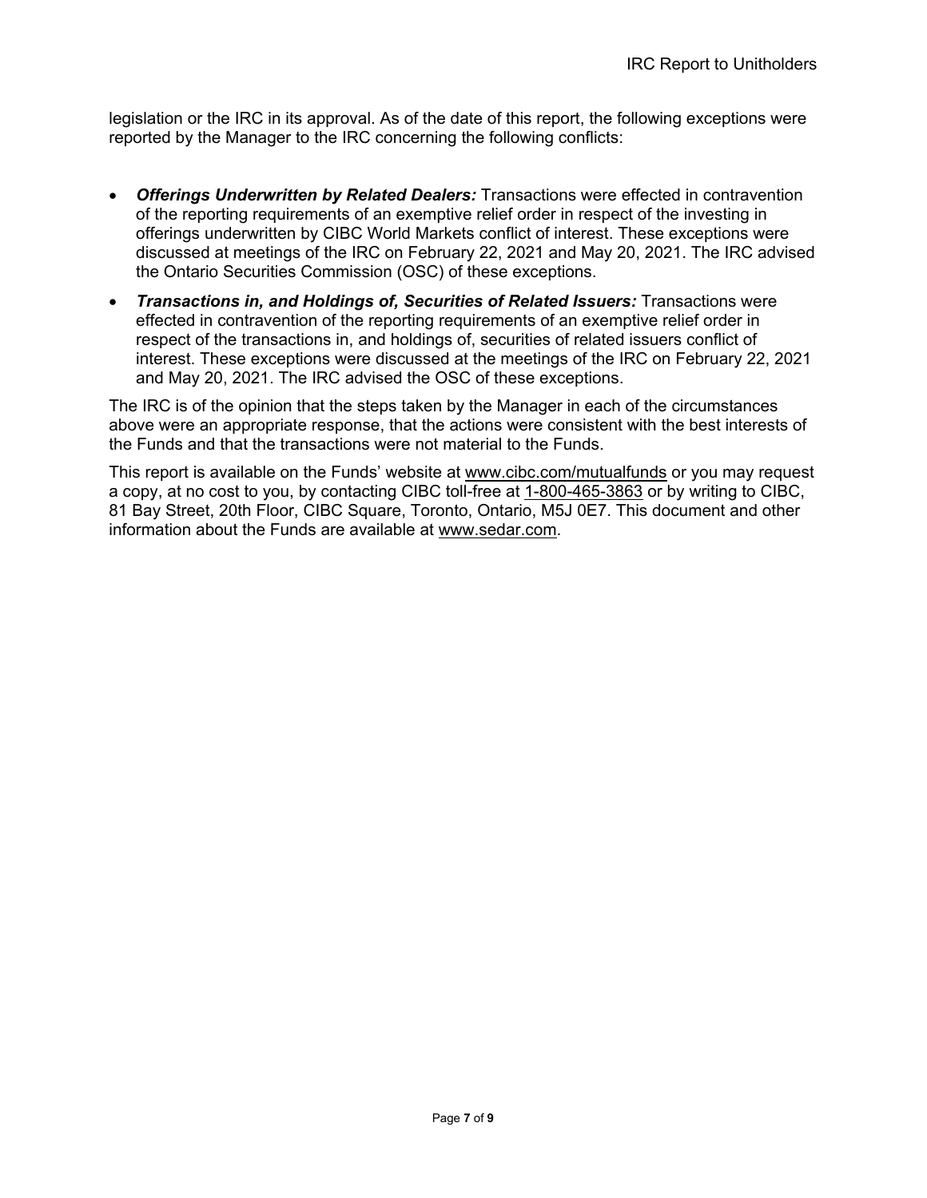legislation or the IRC in its approval. As of the date of this report, the following exceptions were reported by the Manager to the IRC concerning the following conflicts:

- ***Offerings Underwritten by Related Dealers:*** Transactions were effected in contravention of the reporting requirements of an exemptive relief order in respect of the investing in offerings underwritten by CIBC World Markets conflict of interest. These exceptions were discussed at meetings of the IRC on February 22, 2021 and May 20, 2021. The IRC advised the Ontario Securities Commission (OSC) of these exceptions.
- ***Transactions in, and Holdings of, Securities of Related Issuers:*** Transactions were effected in contravention of the reporting requirements of an exemptive relief order in respect of the transactions in, and holdings of, securities of related issuers conflict of interest. These exceptions were discussed at the meetings of the IRC on February 22, 2021 and May 20, 2021. The IRC advised the OSC of these exceptions.

The IRC is of the opinion that the steps taken by the Manager in each of the circumstances above were an appropriate response, that the actions were consistent with the best interests of the Funds and that the transactions were not material to the Funds.

This report is available on the Funds' website at www.cibc.com/mutualfunds or you may request a copy, at no cost to you, by contacting CIBC toll-free at 1-800-465-3863 or by writing to CIBC, 81 Bay Street, 20th Floor, CIBC Square, Toronto, Ontario, M5J 0E7. This document and other information about the Funds are available at www.sedar.com.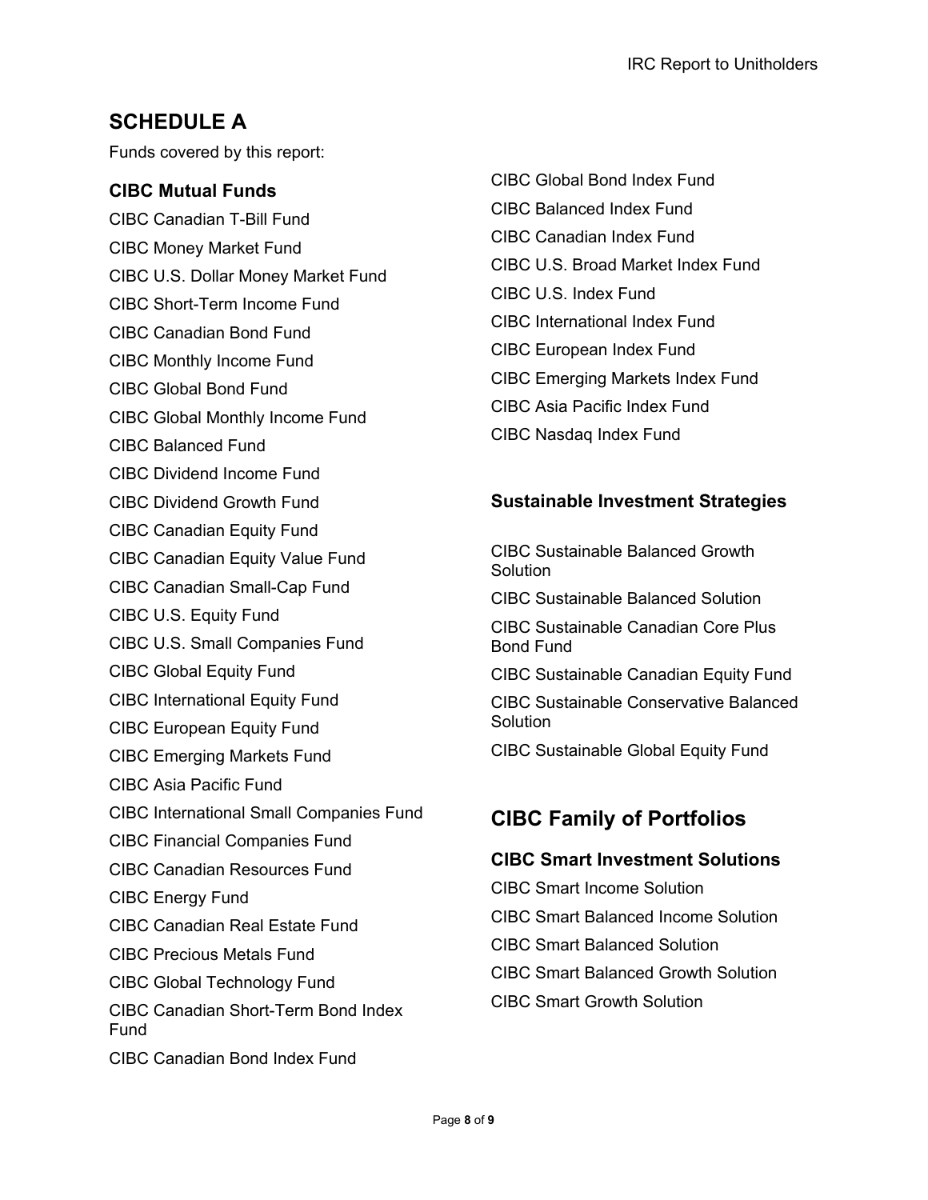# SCHEDULE A

Funds covered by this report:

### CIBC Mutual Funds

CIBC Canadian T-Bill Fund

CIBC Money Market Fund

CIBC U.S. Dollar Money Market Fund

CIBC Short-Term Income Fund

CIBC Canadian Bond Fund

CIBC Monthly Income Fund

CIBC Global Bond Fund

CIBC Global Monthly Income Fund

CIBC Balanced Fund

CIBC Dividend Income Fund

CIBC Dividend Growth Fund

CIBC Canadian Equity Fund

CIBC Canadian Equity Value Fund

CIBC Canadian Small-Cap Fund

CIBC U.S. Equity Fund

CIBC U.S. Small Companies Fund

CIBC Global Equity Fund

CIBC International Equity Fund

CIBC European Equity Fund

CIBC Emerging Markets Fund

CIBC Asia Pacific Fund

CIBC International Small Companies Fund

CIBC Financial Companies Fund

CIBC Canadian Resources Fund

CIBC Energy Fund

CIBC Canadian Real Estate Fund

CIBC Precious Metals Fund

CIBC Global Technology Fund

CIBC Canadian Short-Term Bond Index Fund

CIBC Canadian Bond Index Fund

CIBC Global Bond Index Fund

CIBC Balanced Index Fund

CIBC Canadian Index Fund

CIBC U.S. Broad Market Index Fund

CIBC U.S. Index Fund

CIBC International Index Fund

CIBC European Index Fund

CIBC Emerging Markets Index Fund

CIBC Asia Pacific Index Fund

CIBC Nasdaq Index Fund

### Sustainable Investment Strategies

CIBC Sustainable Balanced Growth Solution

CIBC Sustainable Balanced Solution

CIBC Sustainable Canadian Core Plus Bond Fund

CIBC Sustainable Canadian Equity Fund

CIBC Sustainable Conservative Balanced Solution

CIBC Sustainable Global Equity Fund

## CIBC Family of Portfolios

### CIBC Smart Investment Solutions

CIBC Smart Income Solution

CIBC Smart Balanced Income Solution

CIBC Smart Balanced Solution

CIBC Smart Balanced Growth Solution

CIBC Smart Growth Solution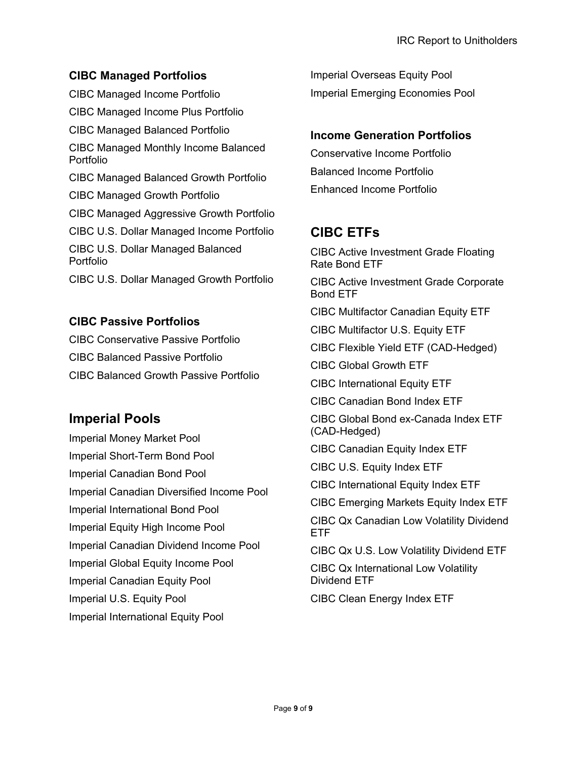### CIBC Managed Portfolios

CIBC Managed Income Portfolio

CIBC Managed Income Plus Portfolio

CIBC Managed Balanced Portfolio

CIBC Managed Monthly Income Balanced Portfolio

CIBC Managed Balanced Growth Portfolio

CIBC Managed Growth Portfolio

CIBC Managed Aggressive Growth Portfolio

CIBC U.S. Dollar Managed Income Portfolio

CIBC U.S. Dollar Managed Balanced Portfolio

CIBC U.S. Dollar Managed Growth Portfolio

### CIBC Passive Portfolios

CIBC Conservative Passive Portfolio

CIBC Balanced Passive Portfolio

CIBC Balanced Growth Passive Portfolio

## Imperial Pools

Imperial Money Market Pool

Imperial Short-Term Bond Pool

Imperial Canadian Bond Pool

Imperial Canadian Diversified Income Pool

Imperial International Bond Pool

Imperial Equity High Income Pool

Imperial Canadian Dividend Income Pool

Imperial Global Equity Income Pool

Imperial Canadian Equity Pool

Imperial U.S. Equity Pool

Imperial International Equity Pool

Imperial Overseas Equity Pool

Imperial Emerging Economies Pool

### Income Generation Portfolios

Conservative Income Portfolio

Balanced Income Portfolio

Enhanced Income Portfolio

## CIBC ETFs

CIBC Active Investment Grade Floating Rate Bond ETF

CIBC Active Investment Grade Corporate Bond ETF

CIBC Multifactor Canadian Equity ETF

CIBC Multifactor U.S. Equity ETF

CIBC Flexible Yield ETF (CAD-Hedged)

CIBC Global Growth ETF

CIBC International Equity ETF

CIBC Canadian Bond Index ETF

CIBC Global Bond ex-Canada Index ETF (CAD-Hedged)

CIBC Canadian Equity Index ETF

CIBC U.S. Equity Index ETF

CIBC International Equity Index ETF

CIBC Emerging Markets Equity Index ETF

CIBC Qx Canadian Low Volatility Dividend ETF

CIBC Qx U.S. Low Volatility Dividend ETF

CIBC Qx International Low Volatility Dividend ETF

CIBC Clean Energy Index ETF